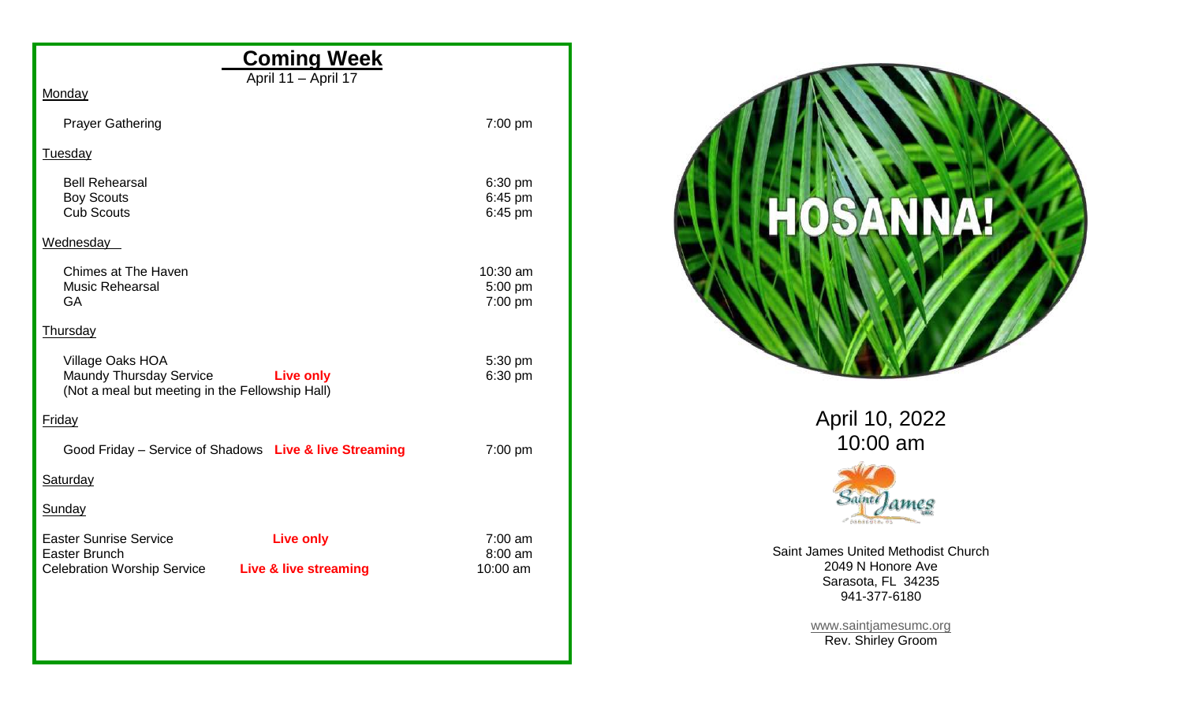## Coming Week

April 11 – April 17

**Monday**

| | |
|---|---|
| Prayer Gathering | 7:00 pm |

**Tuesday**

| | |
|---|---|
| Bell Rehearsal | 6:30 pm |
| Boy Scouts | 6:45 pm |
| Cub Scouts | 6:45 pm |

**Wednesday**

| | |
|---|---|
| Chimes at The Haven | 10:30 am |
| Music Rehearsal | 5:00 pm |
| GA | 7:00 pm |

**Thursday**

| | |
|---|---|
| Village Oaks HOA | 5:30 pm |
| Maundy Thursday Service **Live only** | 6:30 pm |
| (Not a meal but meeting in the Fellowship Hall) | |

**Friday**

| | |
|---|---|
| Good Friday – Service of Shadows **Live & live Streaming** | 7:00 pm |

**Saturday**

**Sunday**

| | |
|---|---|
| Easter Sunrise Service **Live only** | 7:00 am |
| Easter Brunch | 8:00 am |
| Celebration Worship Service **Live & live streaming** | 10:00 am |

# HOSANNA!

April 10, 2022
10:00 am

Saint James United Methodist Church
2049 N Honore Ave
Sarasota, FL 34235
941-377-6180

www.saintjamesumc.org
Rev. Shirley Groom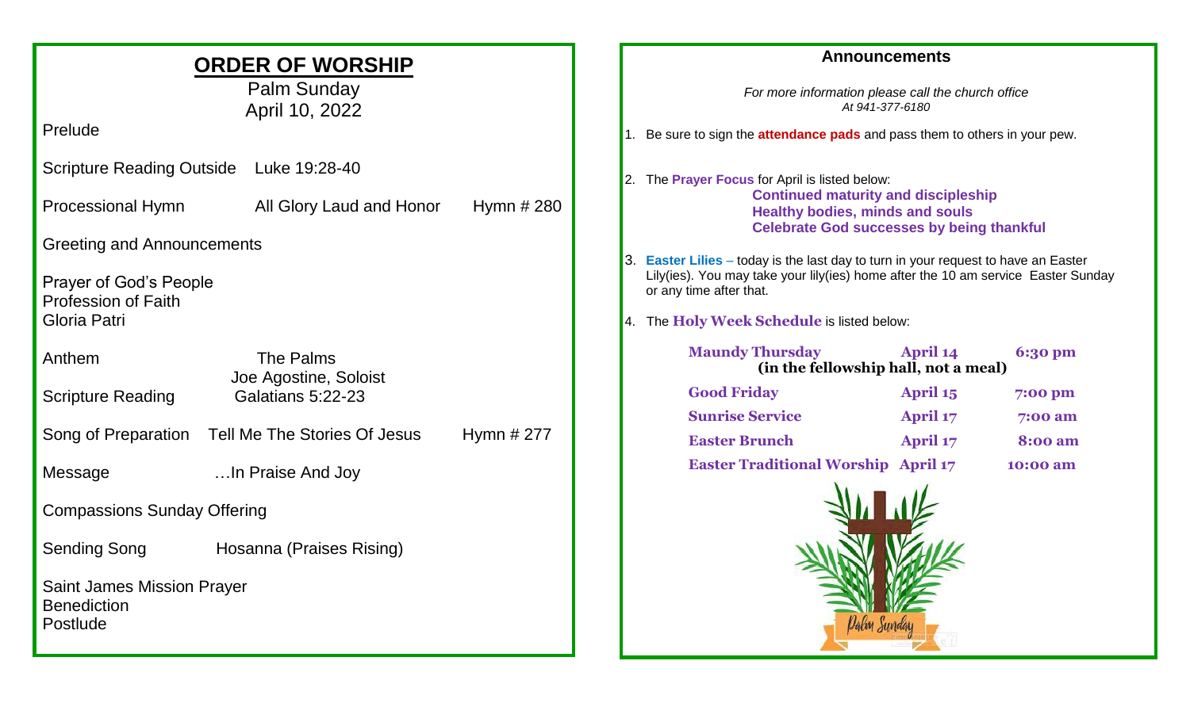# ORDER OF WORSHIP

Palm Sunday
April 10, 2022

Prelude

Scripture Reading Outside — Luke 19:28-40

Processional Hymn — All Glory Laud and Honor — Hymn # 280

Greeting and Announcements

Prayer of God's People
Profession of Faith
Gloria Patri

Anthem — The Palms
Joe Agostine, Soloist

Scripture Reading — Galatians 5:22-23

Song of Preparation — Tell Me The Stories Of Jesus — Hymn # 277

Message — …In Praise And Joy

Compassions Sunday Offering

Sending Song — Hosanna (Praises Rising)

Saint James Mission Prayer
Benediction
Postlude

## Announcements

*For more information please call the church office*
*At 941-377-6180*

1. Be sure to sign the **attendance pads** and pass them to others in your pew.
2. The **Prayer Focus** for April is listed below:
   **Continued maturity and discipleship**
   **Healthy bodies, minds and souls**
   **Celebrate God successes by being thankful**
3. **Easter Lilies** – today is the last day to turn in your request to have an Easter Lily(ies). You may take your lily(ies) home after the 10 am service Easter Sunday or any time after that.
4. The **Holy Week Schedule** is listed below:

| | | |
|---|---|---|
| **Maundy Thursday** (in the fellowship hall, not a meal) | **April 14** | **6:30 pm** |
| **Good Friday** | **April 15** | **7:00 pm** |
| **Sunrise Service** | **April 17** | **7:00 am** |
| **Easter Brunch** | **April 17** | **8:00 am** |
| **Easter Traditional Worship** | **April 17** | **10:00 am** |

Palm Sunday